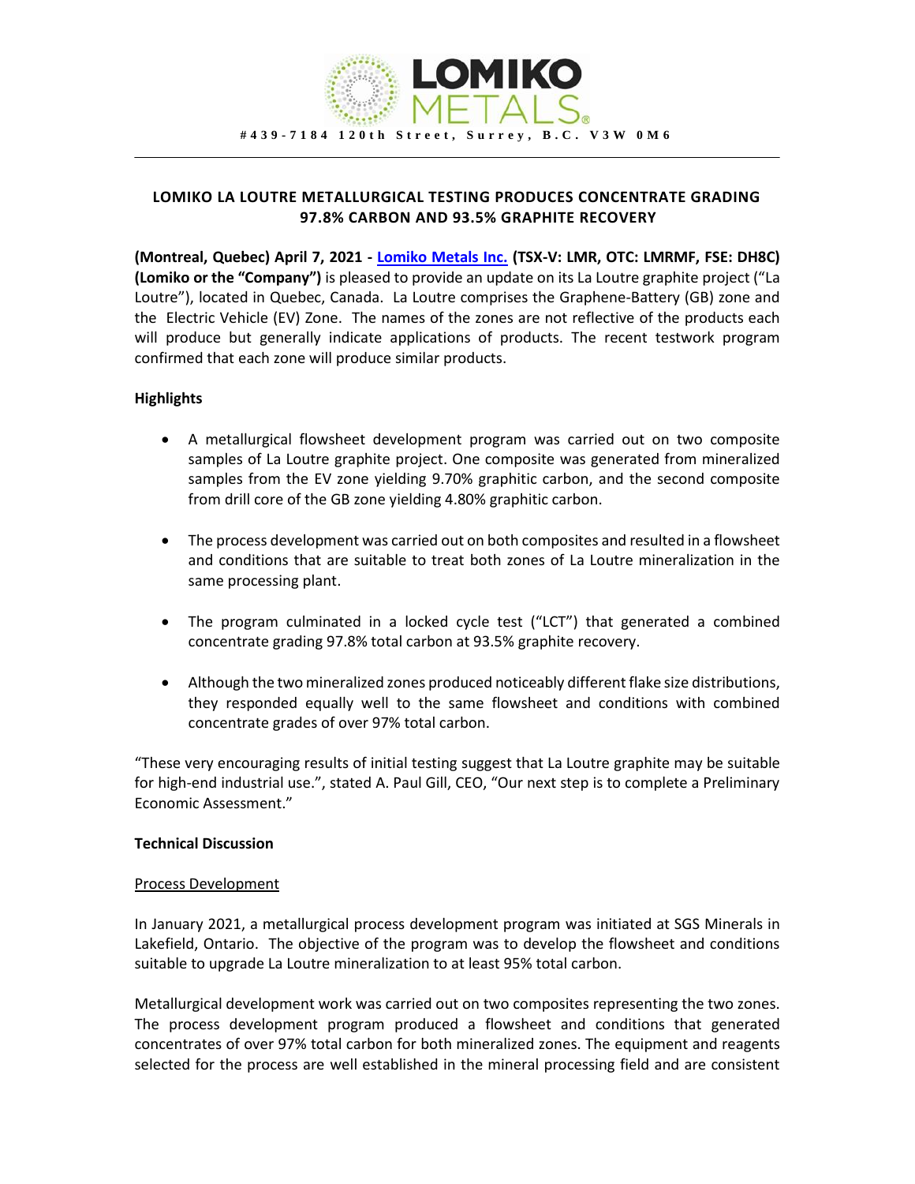LOMIKO METALS®

#439-7184 120th Street, Surrey, B.C. V3W 0M6

# LOMIKO LA LOUTRE METALLURGICAL TESTING PRODUCES CONCENTRATE GRADING 97.8% CARBON AND 93.5% GRAPHITE RECOVERY

**(Montreal, Quebec) April 7, 2021 - [Lomiko Metals Inc.](#) (TSX-V: LMR, OTC: LMRMF, FSE: DH8C) (Lomiko or the "Company")** is pleased to provide an update on its La Loutre graphite project ("La Loutre"), located in Quebec, Canada. La Loutre comprises the Graphene-Battery (GB) zone and the Electric Vehicle (EV) Zone. The names of the zones are not reflective of the products each will produce but generally indicate applications of products. The recent testwork program confirmed that each zone will produce similar products.

## Highlights

- A metallurgical flowsheet development program was carried out on two composite samples of La Loutre graphite project. One composite was generated from mineralized samples from the EV zone yielding 9.70% graphitic carbon, and the second composite from drill core of the GB zone yielding 4.80% graphitic carbon.
- The process development was carried out on both composites and resulted in a flowsheet and conditions that are suitable to treat both zones of La Loutre mineralization in the same processing plant.
- The program culminated in a locked cycle test ("LCT") that generated a combined concentrate grading 97.8% total carbon at 93.5% graphite recovery.
- Although the two mineralized zones produced noticeably different flake size distributions, they responded equally well to the same flowsheet and conditions with combined concentrate grades of over 97% total carbon.

"These very encouraging results of initial testing suggest that La Loutre graphite may be suitable for high-end industrial use.", stated A. Paul Gill, CEO, "Our next step is to complete a Preliminary Economic Assessment."

## Technical Discussion

### Process Development

In January 2021, a metallurgical process development program was initiated at SGS Minerals in Lakefield, Ontario. The objective of the program was to develop the flowsheet and conditions suitable to upgrade La Loutre mineralization to at least 95% total carbon.

Metallurgical development work was carried out on two composites representing the two zones. The process development program produced a flowsheet and conditions that generated concentrates of over 97% total carbon for both mineralized zones. The equipment and reagents selected for the process are well established in the mineral processing field and are consistent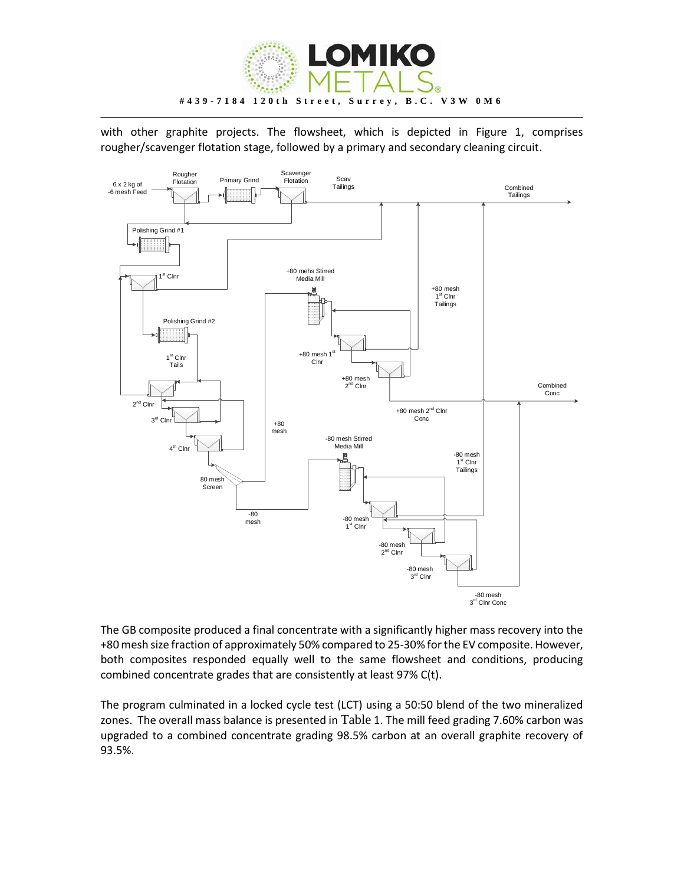with other graphite projects. The flowsheet, which is depicted in Figure 1, comprises rougher/scavenger flotation stage, followed by a primary and secondary cleaning circuit.

The GB composite produced a final concentrate with a significantly higher mass recovery into the +80 mesh size fraction of approximately 50% compared to 25-30% for the EV composite. However, both composites responded equally well to the same flowsheet and conditions, producing combined concentrate grades that are consistently at least 97% C(t).

The program culminated in a locked cycle test (LCT) using a 50:50 blend of the two mineralized zones. The overall mass balance is presented in Table 1. The mill feed grading 7.60% carbon was upgraded to a combined concentrate grading 98.5% carbon at an overall graphite recovery of 93.5%.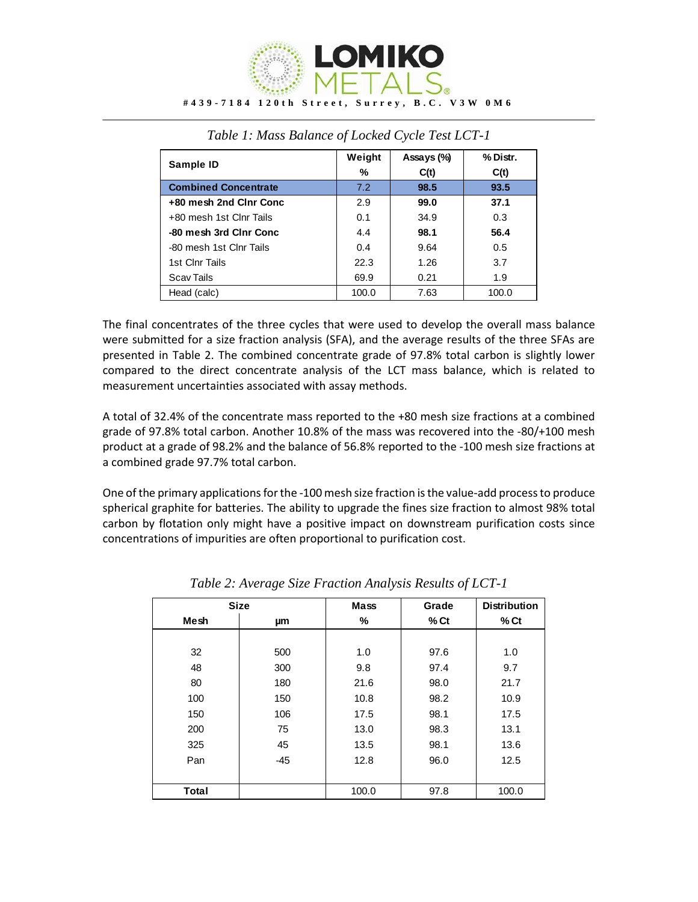*Table 1: Mass Balance of Locked Cycle Test LCT-1*

| Sample ID | Weight % | Assays (%) C(t) | % Distr. C(t) |
|---|---|---|---|
| **Combined Concentrate** | 7.2 | **98.5** | **93.5** |
| **+80 mesh 2nd Clnr Conc** | 2.9 | **99.0** | **37.1** |
| +80 mesh 1st Clnr Tails | 0.1 | 34.9 | 0.3 |
| **-80 mesh 3rd Clnr Conc** | 4.4 | **98.1** | **56.4** |
| -80 mesh 1st Clnr Tails | 0.4 | 9.64 | 0.5 |
| 1st Clnr Tails | 22.3 | 1.26 | 3.7 |
| Scav Tails | 69.9 | 0.21 | 1.9 |
| Head (calc) | 100.0 | 7.63 | 100.0 |

The final concentrates of the three cycles that were used to develop the overall mass balance were submitted for a size fraction analysis (SFA), and the average results of the three SFAs are presented in Table 2. The combined concentrate grade of 97.8% total carbon is slightly lower compared to the direct concentrate analysis of the LCT mass balance, which is related to measurement uncertainties associated with assay methods.

A total of 32.4% of the concentrate mass reported to the +80 mesh size fractions at a combined grade of 97.8% total carbon. Another 10.8% of the mass was recovered into the -80/+100 mesh product at a grade of 98.2% and the balance of 56.8% reported to the -100 mesh size fractions at a combined grade 97.7% total carbon.

One of the primary applications for the -100 mesh size fraction is the value-add process to produce spherical graphite for batteries. The ability to upgrade the fines size fraction to almost 98% total carbon by flotation only might have a positive impact on downstream purification costs since concentrations of impurities are often proportional to purification cost.

*Table 2: Average Size Fraction Analysis Results of LCT-1*

| Size | | Mass | Grade | Distribution |
|---|---|---|---|---|
| Mesh | μm | % | % Ct | % Ct |
| 32 | 500 | 1.0 | 97.6 | 1.0 |
| 48 | 300 | 9.8 | 97.4 | 9.7 |
| 80 | 180 | 21.6 | 98.0 | 21.7 |
| 100 | 150 | 10.8 | 98.2 | 10.9 |
| 150 | 106 | 17.5 | 98.1 | 17.5 |
| 200 | 75 | 13.0 | 98.3 | 13.1 |
| 325 | 45 | 13.5 | 98.1 | 13.6 |
| Pan | -45 | 12.8 | 96.0 | 12.5 |
| **Total** | | 100.0 | 97.8 | 100.0 |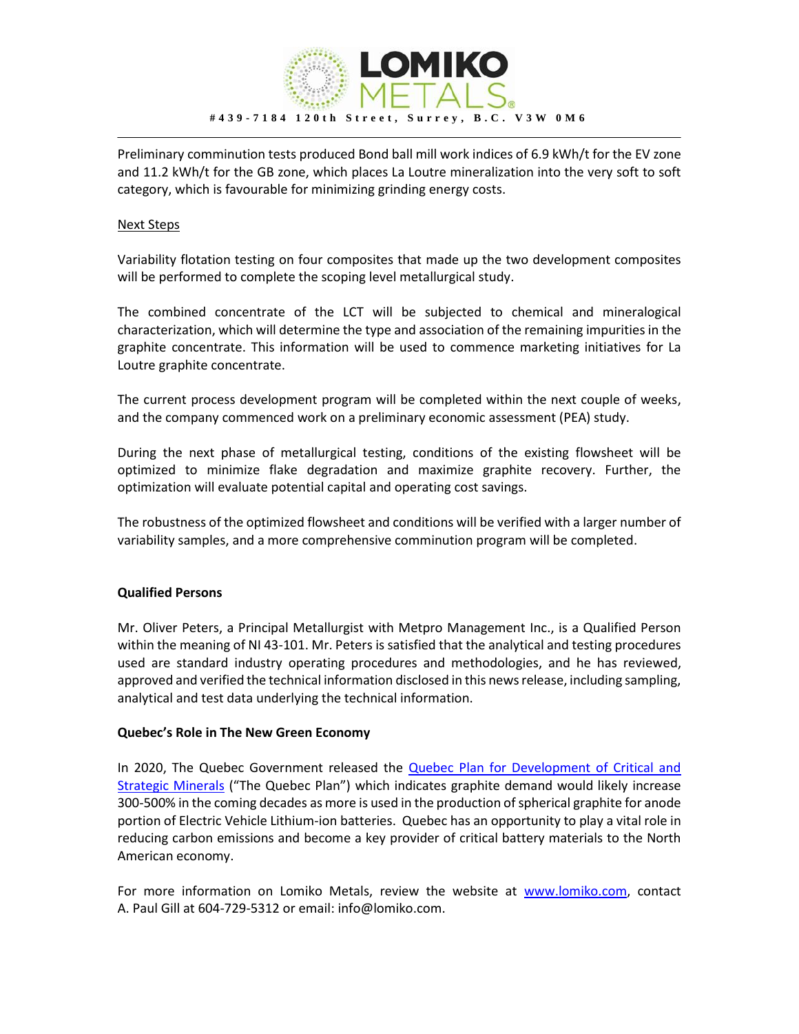Preliminary comminution tests produced Bond ball mill work indices of 6.9 kWh/t for the EV zone and 11.2 kWh/t for the GB zone, which places La Loutre mineralization into the very soft to soft category, which is favourable for minimizing grinding energy costs.

Next Steps

Variability flotation testing on four composites that made up the two development composites will be performed to complete the scoping level metallurgical study.

The combined concentrate of the LCT will be subjected to chemical and mineralogical characterization, which will determine the type and association of the remaining impurities in the graphite concentrate. This information will be used to commence marketing initiatives for La Loutre graphite concentrate.

The current process development program will be completed within the next couple of weeks, and the company commenced work on a preliminary economic assessment (PEA) study.

During the next phase of metallurgical testing, conditions of the existing flowsheet will be optimized to minimize flake degradation and maximize graphite recovery. Further, the optimization will evaluate potential capital and operating cost savings.

The robustness of the optimized flowsheet and conditions will be verified with a larger number of variability samples, and a more comprehensive comminution program will be completed.

**Qualified Persons**

Mr. Oliver Peters, a Principal Metallurgist with Metpro Management Inc., is a Qualified Person within the meaning of NI 43-101. Mr. Peters is satisfied that the analytical and testing procedures used are standard industry operating procedures and methodologies, and he has reviewed, approved and verified the technical information disclosed in this news release, including sampling, analytical and test data underlying the technical information.

**Quebec's Role in The New Green Economy**

In 2020, The Quebec Government released the Quebec Plan for Development of Critical and Strategic Minerals ("The Quebec Plan") which indicates graphite demand would likely increase 300-500% in the coming decades as more is used in the production of spherical graphite for anode portion of Electric Vehicle Lithium-ion batteries. Quebec has an opportunity to play a vital role in reducing carbon emissions and become a key provider of critical battery materials to the North American economy.

For more information on Lomiko Metals, review the website at www.lomiko.com, contact A. Paul Gill at 604-729-5312 or email: info@lomiko.com.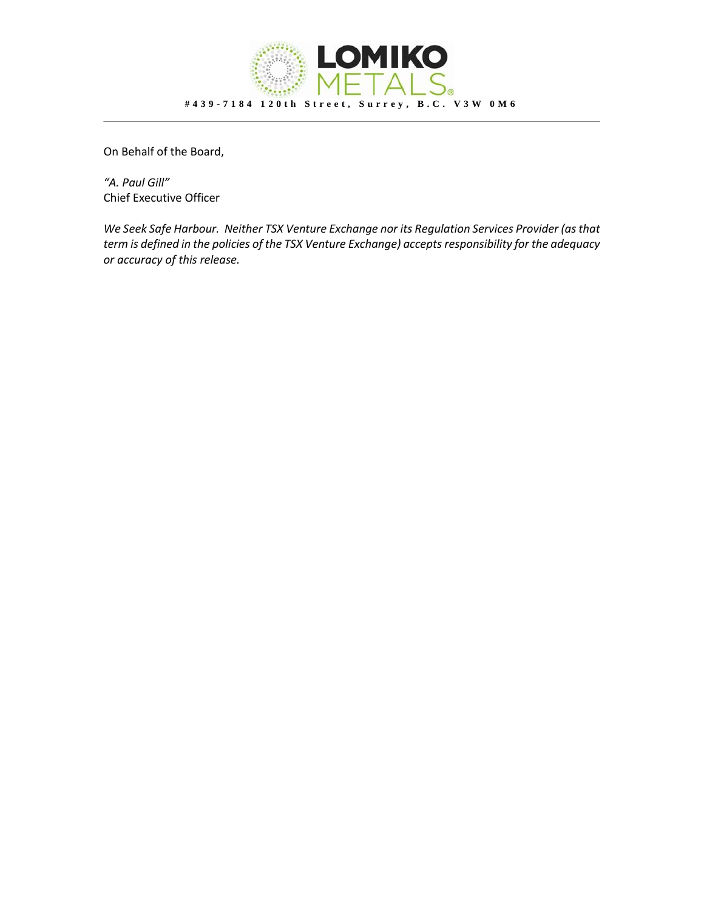On Behalf of the Board,

*"A. Paul Gill"*
Chief Executive Officer

*We Seek Safe Harbour. Neither TSX Venture Exchange nor its Regulation Services Provider (as that term is defined in the policies of the TSX Venture Exchange) accepts responsibility for the adequacy or accuracy of this release.*